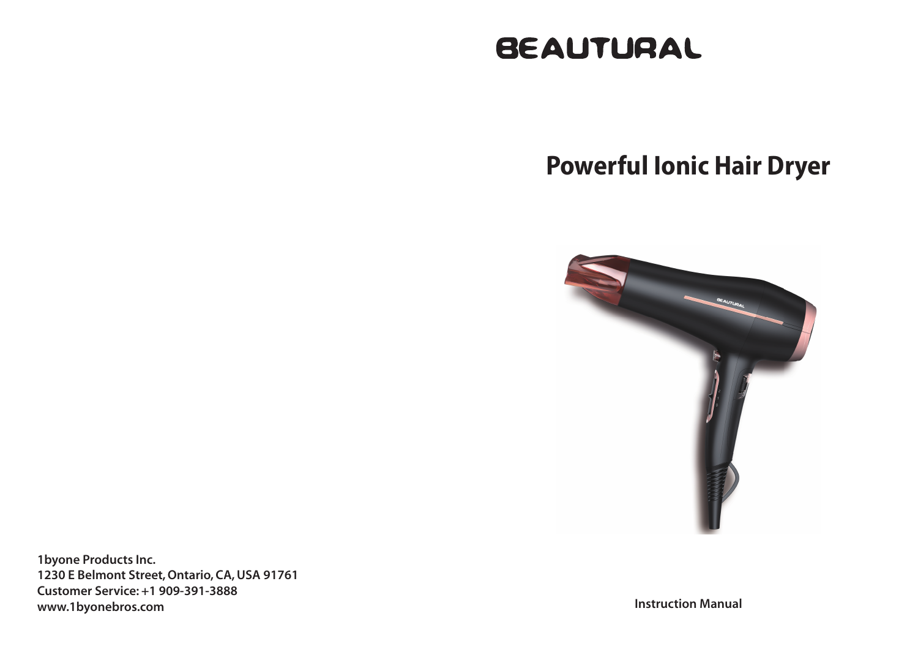# BEAUTURAL

## Powerful Ionic Hair Dryer

Instruction Manual

**1byone Products Inc.**
**1230 E Belmont Street, Ontario, CA, USA 91761**
**Customer Service: +1 909-391-3888**
**www.1byonebros.com**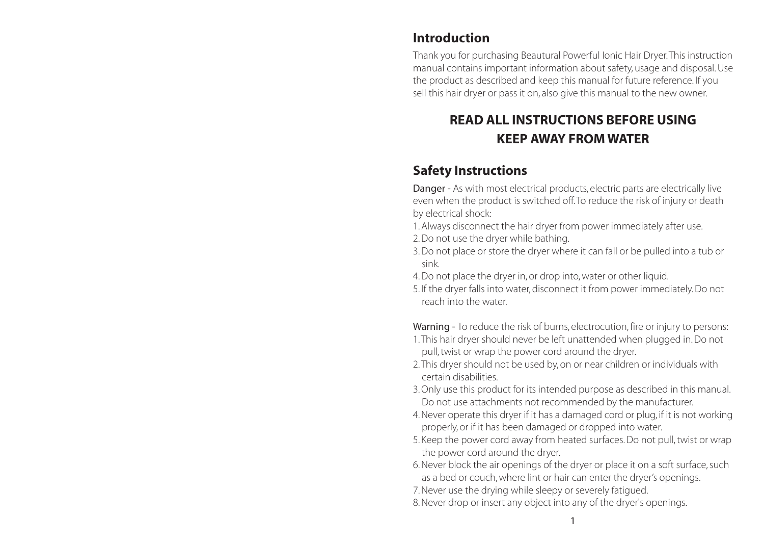## Introduction

Thank you for purchasing Beautural Powerful Ionic Hair Dryer. This instruction manual contains important information about safety, usage and disposal. Use the product as described and keep this manual for future reference. If you sell this hair dryer or pass it on, also give this manual to the new owner.

**READ ALL INSTRUCTIONS BEFORE USING**
**KEEP AWAY FROM WATER**

## Safety Instructions

Danger - As with most electrical products, electric parts are electrically live even when the product is switched off. To reduce the risk of injury or death by electrical shock:

1. Always disconnect the hair dryer from power immediately after use.
2. Do not use the dryer while bathing.
3. Do not place or store the dryer where it can fall or be pulled into a tub or sink.
4. Do not place the dryer in, or drop into, water or other liquid.
5. If the dryer falls into water, disconnect it from power immediately. Do not reach into the water.

Warning - To reduce the risk of burns, electrocution, fire or injury to persons:

1. This hair dryer should never be left unattended when plugged in. Do not pull, twist or wrap the power cord around the dryer.
2. This dryer should not be used by, on or near children or individuals with certain disabilities.
3. Only use this product for its intended purpose as described in this manual. Do not use attachments not recommended by the manufacturer.
4. Never operate this dryer if it has a damaged cord or plug, if it is not working properly, or if it has been damaged or dropped into water.
5. Keep the power cord away from heated surfaces. Do not pull, twist or wrap the power cord around the dryer.
6. Never block the air openings of the dryer or place it on a soft surface, such as a bed or couch, where lint or hair can enter the dryer's openings.
7. Never use the drying while sleepy or severely fatigued.
8. Never drop or insert any object into any of the dryer's openings.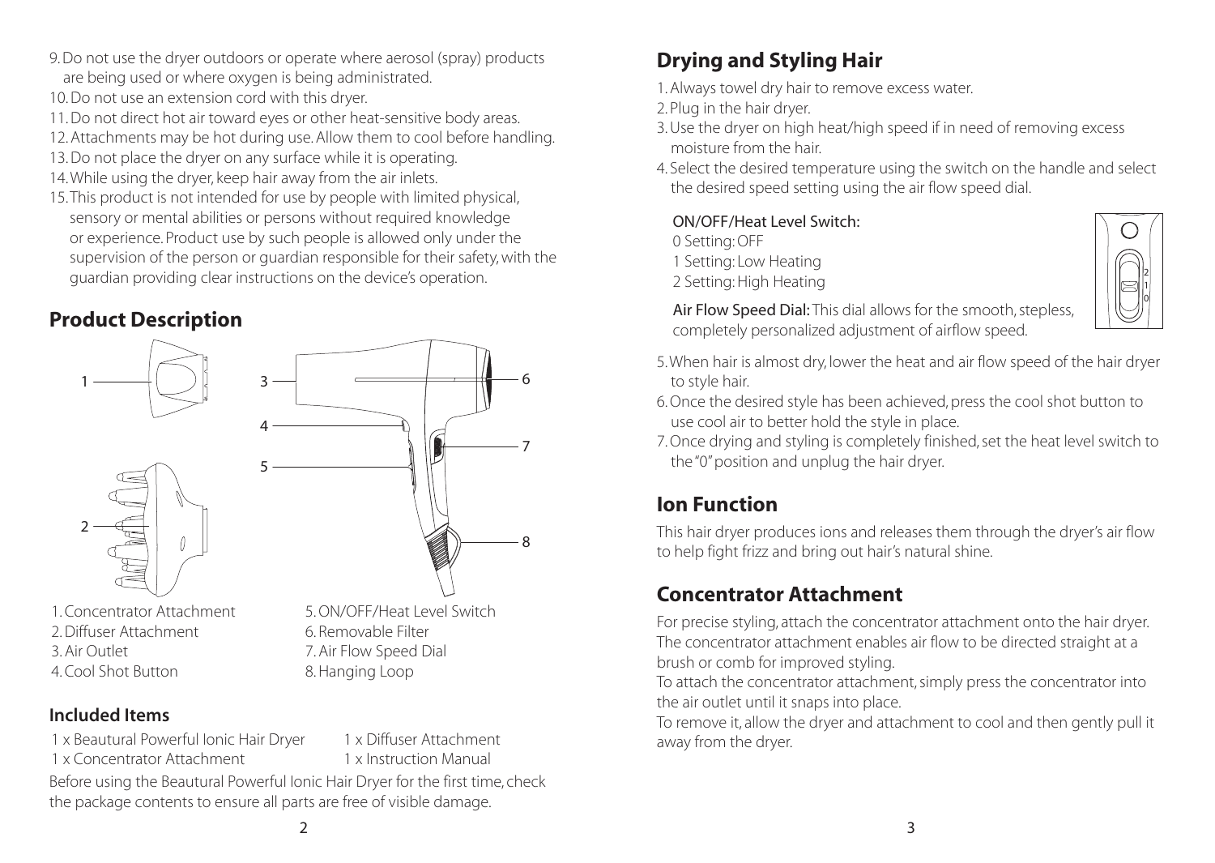9. Do not use the dryer outdoors or operate where aerosol (spray) products are being used or where oxygen is being administrated.
10. Do not use an extension cord with this dryer.
11. Do not direct hot air toward eyes or other heat-sensitive body areas.
12. Attachments may be hot during use. Allow them to cool before handling.
13. Do not place the dryer on any surface while it is operating.
14. While using the dryer, keep hair away from the air inlets.
15. This product is not intended for use by people with limited physical, sensory or mental abilities or persons without required knowledge or experience. Product use by such people is allowed only under the supervision of the person or guardian responsible for their safety, with the guardian providing clear instructions on the device's operation.

## Product Description

1. Concentrator Attachment
2. Diffuser Attachment
3. Air Outlet
4. Cool Shot Button
5. ON/OFF/Heat Level Switch
6. Removable Filter
7. Air Flow Speed Dial
8. Hanging Loop

### Included Items

1 x Beautural Powerful Ionic Hair Dryer
1 x Concentrator Attachment
1 x Diffuser Attachment
1 x Instruction Manual

Before using the Beautural Powerful Ionic Hair Dryer for the first time, check the package contents to ensure all parts are free of visible damage.

## Drying and Styling Hair

1. Always towel dry hair to remove excess water.
2. Plug in the hair dryer.
3. Use the dryer on high heat/high speed if in need of removing excess moisture from the hair.
4. Select the desired temperature using the switch on the handle and select the desired speed setting using the air flow speed dial.

   ON/OFF/Heat Level Switch:
   0 Setting: OFF
   1 Setting: Low Heating
   2 Setting: High Heating

   **Air Flow Speed Dial:** This dial allows for the smooth, stepless, completely personalized adjustment of airflow speed.

5. When hair is almost dry, lower the heat and air flow speed of the hair dryer to style hair.
6. Once the desired style has been achieved, press the cool shot button to use cool air to better hold the style in place.
7. Once drying and styling is completely finished, set the heat level switch to the "0" position and unplug the hair dryer.

## Ion Function

This hair dryer produces ions and releases them through the dryer's air flow to help fight frizz and bring out hair's natural shine.

## Concentrator Attachment

For precise styling, attach the concentrator attachment onto the hair dryer. The concentrator attachment enables air flow to be directed straight at a brush or comb for improved styling.
To attach the concentrator attachment, simply press the concentrator into the air outlet until it snaps into place.
To remove it, allow the dryer and attachment to cool and then gently pull it away from the dryer.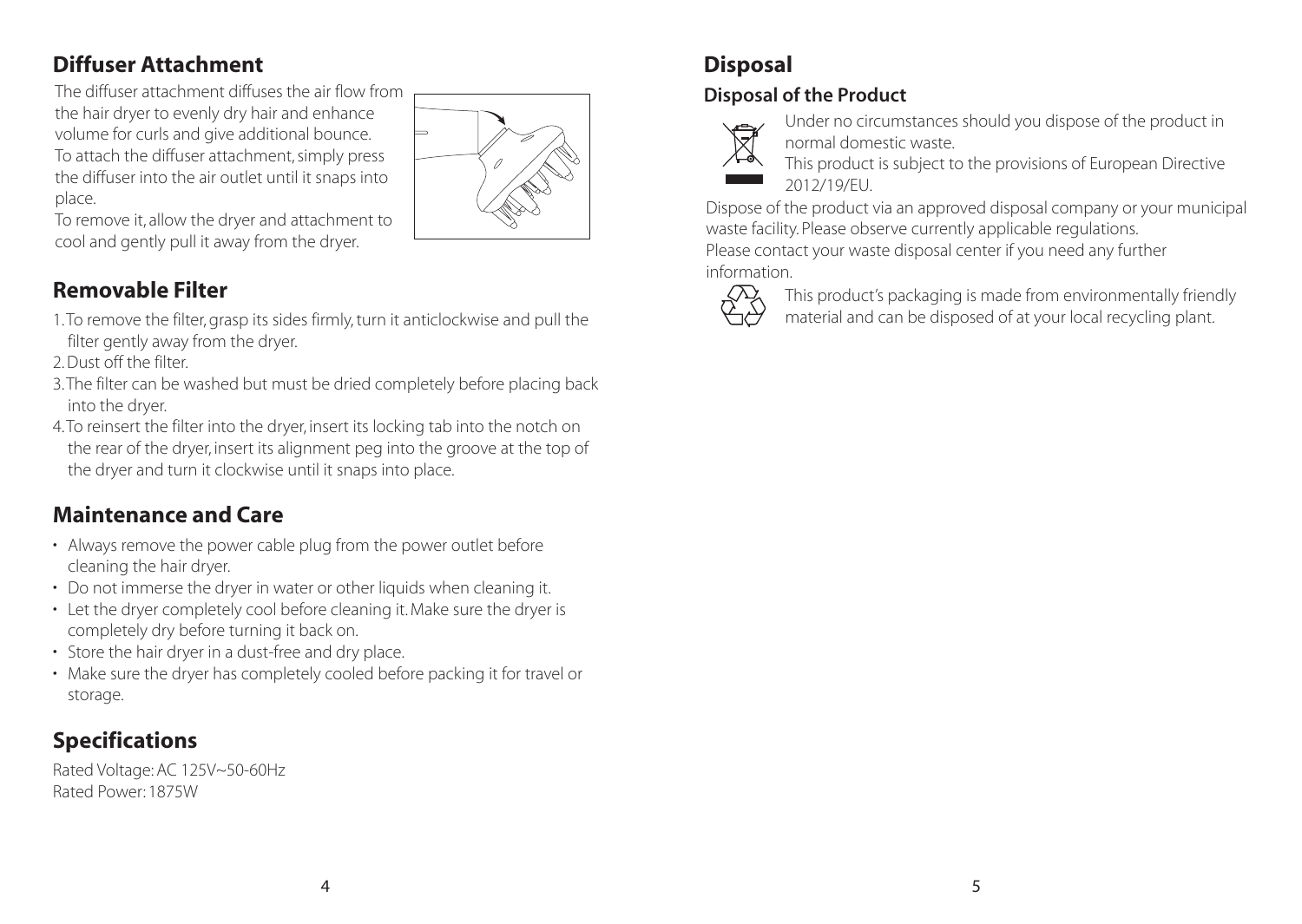## Diffuser Attachment

The diffuser attachment diffuses the air flow from the hair dryer to evenly dry hair and enhance volume for curls and give additional bounce.
To attach the diffuser attachment, simply press the diffuser into the air outlet until it snaps into place.
To remove it, allow the dryer and attachment to cool and gently pull it away from the dryer.

## Removable Filter

1. To remove the filter, grasp its sides firmly, turn it anticlockwise and pull the filter gently away from the dryer.
2. Dust off the filter.
3. The filter can be washed but must be dried completely before placing back into the dryer.
4. To reinsert the filter into the dryer, insert its locking tab into the notch on the rear of the dryer, insert its alignment peg into the groove at the top of the dryer and turn it clockwise until it snaps into place.

## Maintenance and Care

- Always remove the power cable plug from the power outlet before cleaning the hair dryer.
- Do not immerse the dryer in water or other liquids when cleaning it.
- Let the dryer completely cool before cleaning it. Make sure the dryer is completely dry before turning it back on.
- Store the hair dryer in a dust-free and dry place.
- Make sure the dryer has completely cooled before packing it for travel or storage.

## Specifications

Rated Voltage: AC 125V~50-60Hz
Rated Power: 1875W

## Disposal

### Disposal of the Product

Under no circumstances should you dispose of the product in normal domestic waste.
This product is subject to the provisions of European Directive 2012/19/EU.

Dispose of the product via an approved disposal company or your municipal waste facility. Please observe currently applicable regulations.
Please contact your waste disposal center if you need any further information.

This product's packaging is made from environmentally friendly material and can be disposed of at your local recycling plant.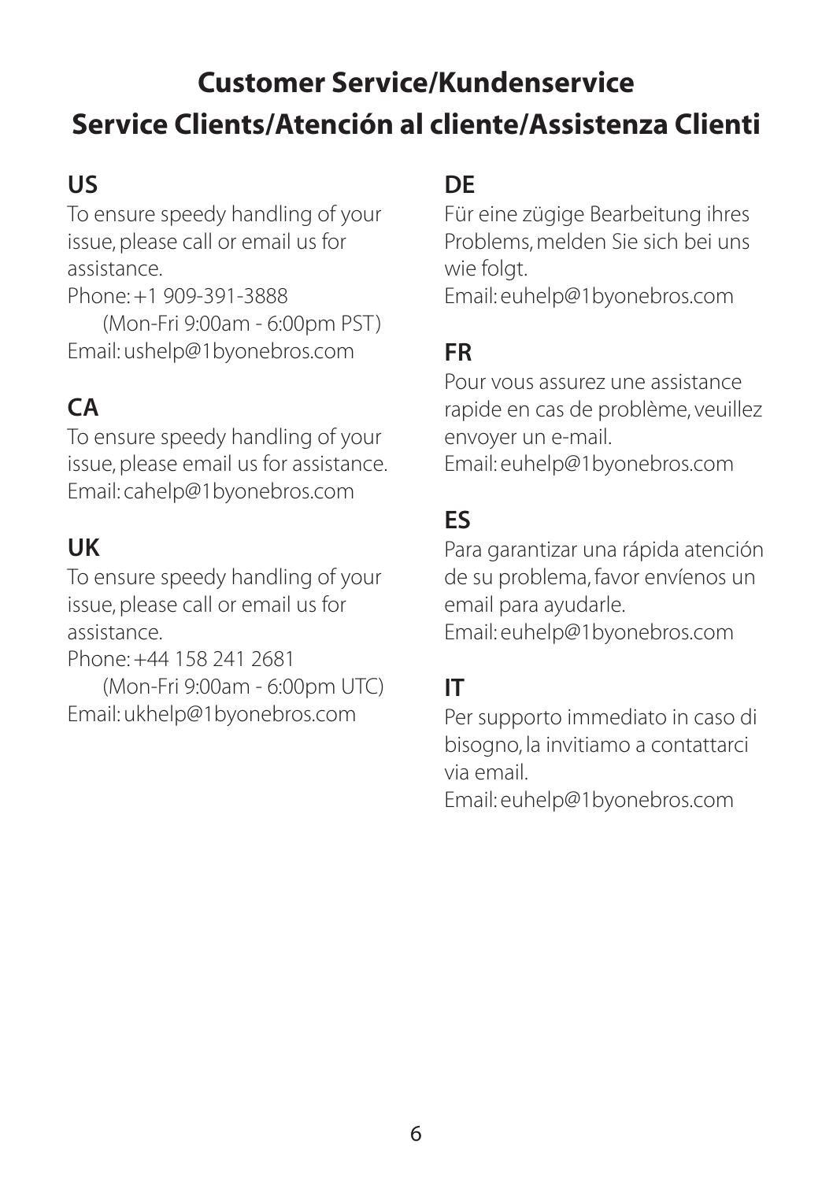# Customer Service/Kundenservice
# Service Clients/Atención al cliente/Assistenza Clienti

## US

To ensure speedy handling of your issue, please call or email us for assistance.

Phone: +1 909-391-3888
(Mon-Fri 9:00am - 6:00pm PST)

Email: ushelp@1byonebros.com

## CA

To ensure speedy handling of your issue, please email us for assistance.

Email: cahelp@1byonebros.com

## UK

To ensure speedy handling of your issue, please call or email us for assistance.

Phone: +44 158 241 2681
(Mon-Fri 9:00am - 6:00pm UTC)

Email: ukhelp@1byonebros.com

## DE

Für eine zügige Bearbeitung ihres Problems, melden Sie sich bei uns wie folgt.

Email: euhelp@1byonebros.com

## FR

Pour vous assurez une assistance rapide en cas de problème, veuillez envoyer un e-mail.

Email: euhelp@1byonebros.com

## ES

Para garantizar una rápida atención de su problema, favor envíenos un email para ayudarle.

Email: euhelp@1byonebros.com

## IT

Per supporto immediato in caso di bisogno, la invitiamo a contattarci via email.

Email: euhelp@1byonebros.com